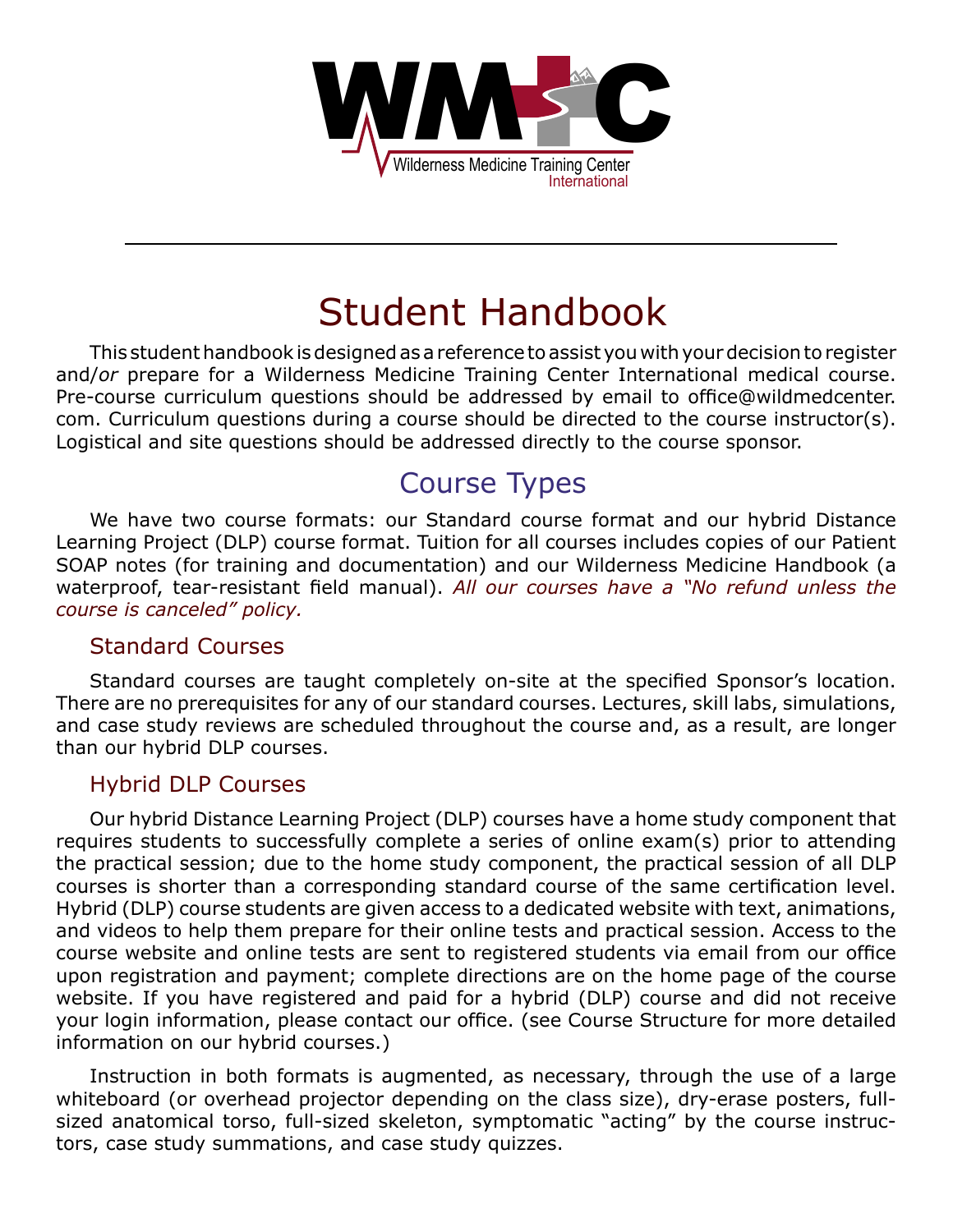WMTC

Wilderness Medicine Training Center International

# Student Handbook

This student handbook is designed as a reference to assist you with your decision to register and/*or* prepare for a Wilderness Medicine Training Center International medical course. Pre-course curriculum questions should be addressed by email to office@wildmedcenter.com. Curriculum questions during a course should be directed to the course instructor(s). Logistical and site questions should be addressed directly to the course sponsor.

## Course Types

We have two course formats: our Standard course format and our hybrid Distance Learning Project (DLP) course format. Tuition for all courses includes copies of our Patient SOAP notes (for training and documentation) and our Wilderness Medicine Handbook (a waterproof, tear-resistant field manual). *All our courses have a "No refund unless the course is canceled" policy.*

### Standard Courses

Standard courses are taught completely on-site at the specified Sponsor's location. There are no prerequisites for any of our standard courses. Lectures, skill labs, simulations, and case study reviews are scheduled throughout the course and, as a result, are longer than our hybrid DLP courses.

### Hybrid DLP Courses

Our hybrid Distance Learning Project (DLP) courses have a home study component that requires students to successfully complete a series of online exam(s) prior to attending the practical session; due to the home study component, the practical session of all DLP courses is shorter than a corresponding standard course of the same certification level. Hybrid (DLP) course students are given access to a dedicated website with text, animations, and videos to help them prepare for their online tests and practical session. Access to the course website and online tests are sent to registered students via email from our office upon registration and payment; complete directions are on the home page of the course website. If you have registered and paid for a hybrid (DLP) course and did not receive your login information, please contact our office. (see Course Structure for more detailed information on our hybrid courses.)

Instruction in both formats is augmented, as necessary, through the use of a large whiteboard (or overhead projector depending on the class size), dry-erase posters, full-sized anatomical torso, full-sized skeleton, symptomatic "acting" by the course instructors, case study summations, and case study quizzes.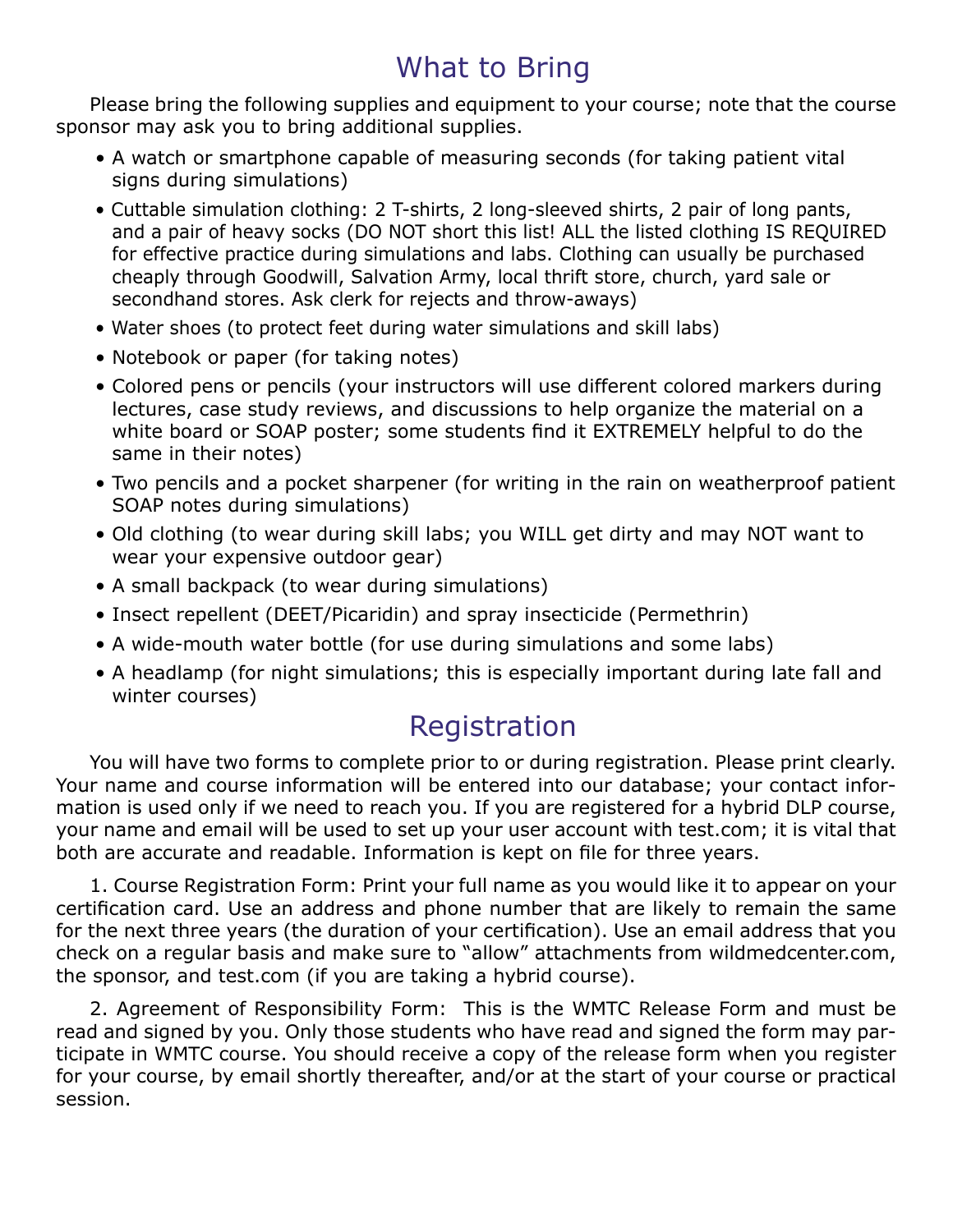## What to Bring

Please bring the following supplies and equipment to your course; note that the course sponsor may ask you to bring additional supplies.

- A watch or smartphone capable of measuring seconds (for taking patient vital signs during simulations)
- Cuttable simulation clothing: 2 T-shirts, 2 long-sleeved shirts, 2 pair of long pants, and a pair of heavy socks (DO NOT short this list! ALL the listed clothing IS REQUIRED for effective practice during simulations and labs. Clothing can usually be purchased cheaply through Goodwill, Salvation Army, local thrift store, church, yard sale or secondhand stores. Ask clerk for rejects and throw-aways)
- Water shoes (to protect feet during water simulations and skill labs)
- Notebook or paper (for taking notes)
- Colored pens or pencils (your instructors will use different colored markers during lectures, case study reviews, and discussions to help organize the material on a white board or SOAP poster; some students find it EXTREMELY helpful to do the same in their notes)
- Two pencils and a pocket sharpener (for writing in the rain on weatherproof patient SOAP notes during simulations)
- Old clothing (to wear during skill labs; you WILL get dirty and may NOT want to wear your expensive outdoor gear)
- A small backpack (to wear during simulations)
- Insect repellent (DEET/Picaridin) and spray insecticide (Permethrin)
- A wide-mouth water bottle (for use during simulations and some labs)
- A headlamp (for night simulations; this is especially important during late fall and winter courses)

## Registration

You will have two forms to complete prior to or during registration. Please print clearly. Your name and course information will be entered into our database; your contact information is used only if we need to reach you. If you are registered for a hybrid DLP course, your name and email will be used to set up your user account with test.com; it is vital that both are accurate and readable. Information is kept on file for three years.

1. Course Registration Form: Print your full name as you would like it to appear on your certification card. Use an address and phone number that are likely to remain the same for the next three years (the duration of your certification). Use an email address that you check on a regular basis and make sure to "allow" attachments from wildmedcenter.com, the sponsor, and test.com (if you are taking a hybrid course).

2. Agreement of Responsibility Form: This is the WMTC Release Form and must be read and signed by you. Only those students who have read and signed the form may participate in WMTC course. You should receive a copy of the release form when you register for your course, by email shortly thereafter, and/or at the start of your course or practical session.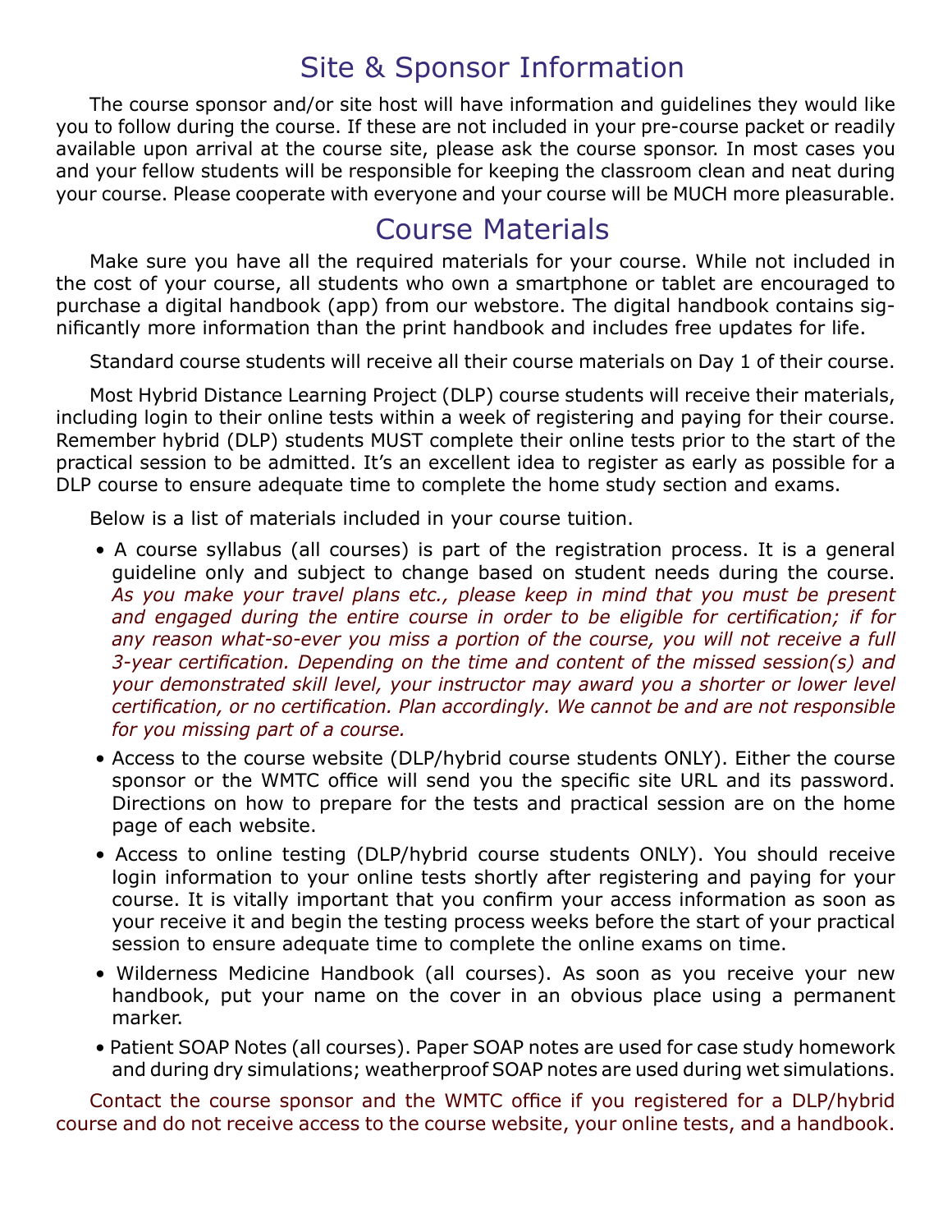## Site & Sponsor Information

The course sponsor and/or site host will have information and guidelines they would like you to follow during the course. If these are not included in your pre-course packet or readily available upon arrival at the course site, please ask the course sponsor. In most cases you and your fellow students will be responsible for keeping the classroom clean and neat during your course. Please cooperate with everyone and your course will be MUCH more pleasurable.

## Course Materials

Make sure you have all the required materials for your course. While not included in the cost of your course, all students who own a smartphone or tablet are encouraged to purchase a digital handbook (app) from our webstore. The digital handbook contains significantly more information than the print handbook and includes free updates for life.

Standard course students will receive all their course materials on Day 1 of their course.

Most Hybrid Distance Learning Project (DLP) course students will receive their materials, including login to their online tests within a week of registering and paying for their course. Remember hybrid (DLP) students MUST complete their online tests prior to the start of the practical session to be admitted. It's an excellent idea to register as early as possible for a DLP course to ensure adequate time to complete the home study section and exams.

Below is a list of materials included in your course tuition.

- A course syllabus (all courses) is part of the registration process. It is a general guideline only and subject to change based on student needs during the course. *As you make your travel plans etc., please keep in mind that you must be present and engaged during the entire course in order to be eligible for certification; if for any reason what-so-ever you miss a portion of the course, you will not receive a full 3-year certification. Depending on the time and content of the missed session(s) and your demonstrated skill level, your instructor may award you a shorter or lower level certification, or no certification. Plan accordingly. We cannot be and are not responsible for you missing part of a course.*
- Access to the course website (DLP/hybrid course students ONLY). Either the course sponsor or the WMTC office will send you the specific site URL and its password. Directions on how to prepare for the tests and practical session are on the home page of each website.
- Access to online testing (DLP/hybrid course students ONLY). You should receive login information to your online tests shortly after registering and paying for your course. It is vitally important that you confirm your access information as soon as your receive it and begin the testing process weeks before the start of your practical session to ensure adequate time to complete the online exams on time.
- Wilderness Medicine Handbook (all courses). As soon as you receive your new handbook, put your name on the cover in an obvious place using a permanent marker.
- Patient SOAP Notes (all courses). Paper SOAP notes are used for case study homework and during dry simulations; weatherproof SOAP notes are used during wet simulations.

Contact the course sponsor and the WMTC office if you registered for a DLP/hybrid course and do not receive access to the course website, your online tests, and a handbook.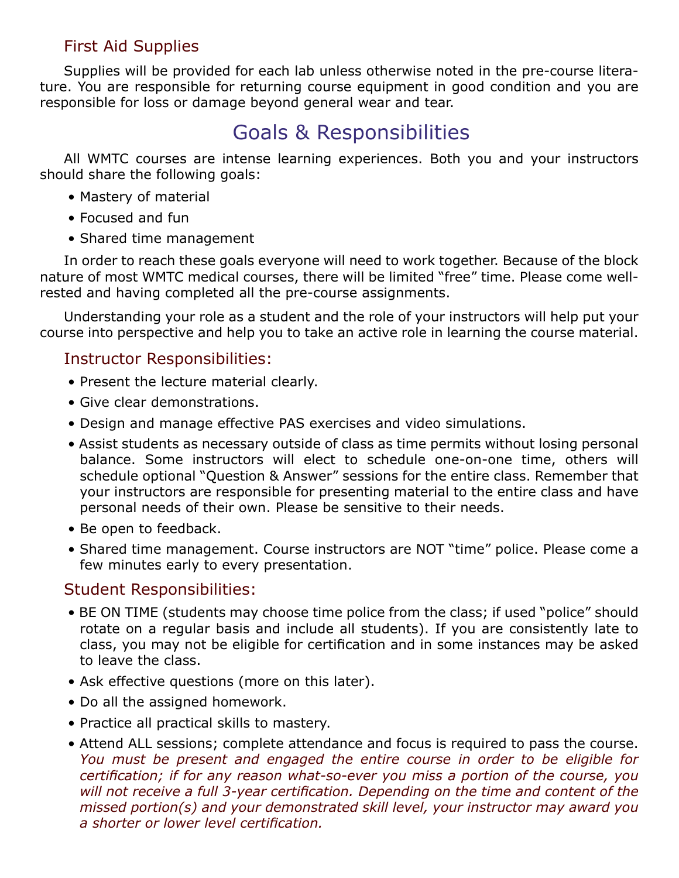### First Aid Supplies

Supplies will be provided for each lab unless otherwise noted in the pre-course literature. You are responsible for returning course equipment in good condition and you are responsible for loss or damage beyond general wear and tear.

## Goals & Responsibilities

All WMTC courses are intense learning experiences. Both you and your instructors should share the following goals:

- Mastery of material
- Focused and fun
- Shared time management

In order to reach these goals everyone will need to work together. Because of the block nature of most WMTC medical courses, there will be limited "free" time. Please come well-rested and having completed all the pre-course assignments.

Understanding your role as a student and the role of your instructors will help put your course into perspective and help you to take an active role in learning the course material.

### Instructor Responsibilities:

- Present the lecture material clearly.
- Give clear demonstrations.
- Design and manage effective PAS exercises and video simulations.
- Assist students as necessary outside of class as time permits without losing personal balance. Some instructors will elect to schedule one-on-one time, others will schedule optional "Question & Answer" sessions for the entire class. Remember that your instructors are responsible for presenting material to the entire class and have personal needs of their own. Please be sensitive to their needs.
- Be open to feedback.
- Shared time management. Course instructors are NOT "time" police. Please come a few minutes early to every presentation.

### Student Responsibilities:

- BE ON TIME (students may choose time police from the class; if used "police" should rotate on a regular basis and include all students). If you are consistently late to class, you may not be eligible for certification and in some instances may be asked to leave the class.
- Ask effective questions (more on this later).
- Do all the assigned homework.
- Practice all practical skills to mastery.
- Attend ALL sessions; complete attendance and focus is required to pass the course. *You must be present and engaged the entire course in order to be eligible for certification; if for any reason what-so-ever you miss a portion of the course, you will not receive a full 3-year certification. Depending on the time and content of the missed portion(s) and your demonstrated skill level, your instructor may award you a shorter or lower level certification.*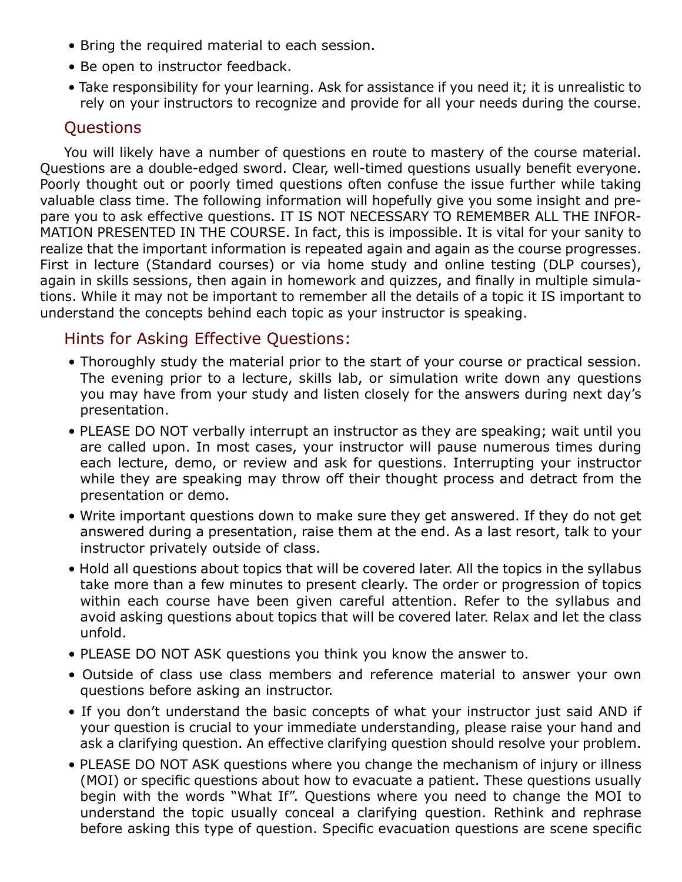- Bring the required material to each session.
- Be open to instructor feedback.
- Take responsibility for your learning. Ask for assistance if you need it; it is unrealistic to rely on your instructors to recognize and provide for all your needs during the course.

## Questions

You will likely have a number of questions en route to mastery of the course material. Questions are a double-edged sword. Clear, well-timed questions usually benefit everyone. Poorly thought out or poorly timed questions often confuse the issue further while taking valuable class time. The following information will hopefully give you some insight and prepare you to ask effective questions. IT IS NOT NECESSARY TO REMEMBER ALL THE INFORMATION PRESENTED IN THE COURSE. In fact, this is impossible. It is vital for your sanity to realize that the important information is repeated again and again as the course progresses. First in lecture (Standard courses) or via home study and online testing (DLP courses), again in skills sessions, then again in homework and quizzes, and finally in multiple simulations. While it may not be important to remember all the details of a topic it IS important to understand the concepts behind each topic as your instructor is speaking.

## Hints for Asking Effective Questions:

- Thoroughly study the material prior to the start of your course or practical session. The evening prior to a lecture, skills lab, or simulation write down any questions you may have from your study and listen closely for the answers during next day's presentation.
- PLEASE DO NOT verbally interrupt an instructor as they are speaking; wait until you are called upon. In most cases, your instructor will pause numerous times during each lecture, demo, or review and ask for questions. Interrupting your instructor while they are speaking may throw off their thought process and detract from the presentation or demo.
- Write important questions down to make sure they get answered. If they do not get answered during a presentation, raise them at the end. As a last resort, talk to your instructor privately outside of class.
- Hold all questions about topics that will be covered later. All the topics in the syllabus take more than a few minutes to present clearly. The order or progression of topics within each course have been given careful attention. Refer to the syllabus and avoid asking questions about topics that will be covered later. Relax and let the class unfold.
- PLEASE DO NOT ASK questions you think you know the answer to.
- Outside of class use class members and reference material to answer your own questions before asking an instructor.
- If you don't understand the basic concepts of what your instructor just said AND if your question is crucial to your immediate understanding, please raise your hand and ask a clarifying question. An effective clarifying question should resolve your problem.
- PLEASE DO NOT ASK questions where you change the mechanism of injury or illness (MOI) or specific questions about how to evacuate a patient. These questions usually begin with the words "What If". Questions where you need to change the MOI to understand the topic usually conceal a clarifying question. Rethink and rephrase before asking this type of question. Specific evacuation questions are scene specific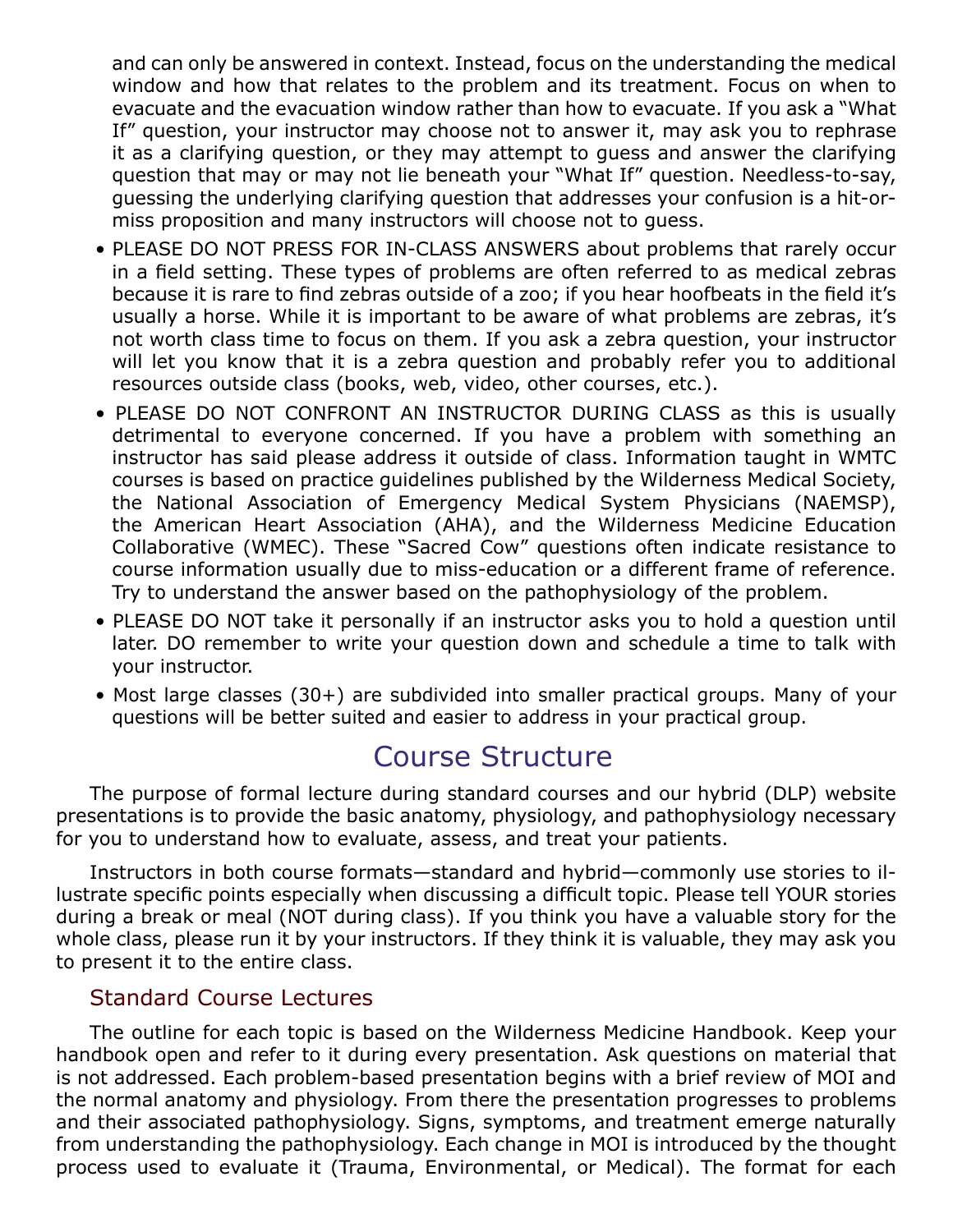and can only be answered in context. Instead, focus on the understanding the medical window and how that relates to the problem and its treatment. Focus on when to evacuate and the evacuation window rather than how to evacuate. If you ask a "What If" question, your instructor may choose not to answer it, may ask you to rephrase it as a clarifying question, or they may attempt to guess and answer the clarifying question that may or may not lie beneath your "What If" question. Needless-to-say, guessing the underlying clarifying question that addresses your confusion is a hit-or-miss proposition and many instructors will choose not to guess.

- PLEASE DO NOT PRESS FOR IN-CLASS ANSWERS about problems that rarely occur in a field setting. These types of problems are often referred to as medical zebras because it is rare to find zebras outside of a zoo; if you hear hoofbeats in the field it's usually a horse. While it is important to be aware of what problems are zebras, it's not worth class time to focus on them. If you ask a zebra question, your instructor will let you know that it is a zebra question and probably refer you to additional resources outside class (books, web, video, other courses, etc.).
- PLEASE DO NOT CONFRONT AN INSTRUCTOR DURING CLASS as this is usually detrimental to everyone concerned. If you have a problem with something an instructor has said please address it outside of class. Information taught in WMTC courses is based on practice guidelines published by the Wilderness Medical Society, the National Association of Emergency Medical System Physicians (NAEMSP), the American Heart Association (AHA), and the Wilderness Medicine Education Collaborative (WMEC). These "Sacred Cow" questions often indicate resistance to course information usually due to miss-education or a different frame of reference. Try to understand the answer based on the pathophysiology of the problem.
- PLEASE DO NOT take it personally if an instructor asks you to hold a question until later. DO remember to write your question down and schedule a time to talk with your instructor.
- Most large classes (30+) are subdivided into smaller practical groups. Many of your questions will be better suited and easier to address in your practical group.

## Course Structure

The purpose of formal lecture during standard courses and our hybrid (DLP) website presentations is to provide the basic anatomy, physiology, and pathophysiology necessary for you to understand how to evaluate, assess, and treat your patients.

Instructors in both course formats—standard and hybrid—commonly use stories to illustrate specific points especially when discussing a difficult topic. Please tell YOUR stories during a break or meal (NOT during class). If you think you have a valuable story for the whole class, please run it by your instructors. If they think it is valuable, they may ask you to present it to the entire class.

### Standard Course Lectures

The outline for each topic is based on the Wilderness Medicine Handbook. Keep your handbook open and refer to it during every presentation. Ask questions on material that is not addressed. Each problem-based presentation begins with a brief review of MOI and the normal anatomy and physiology. From there the presentation progresses to problems and their associated pathophysiology. Signs, symptoms, and treatment emerge naturally from understanding the pathophysiology. Each change in MOI is introduced by the thought process used to evaluate it (Trauma, Environmental, or Medical). The format for each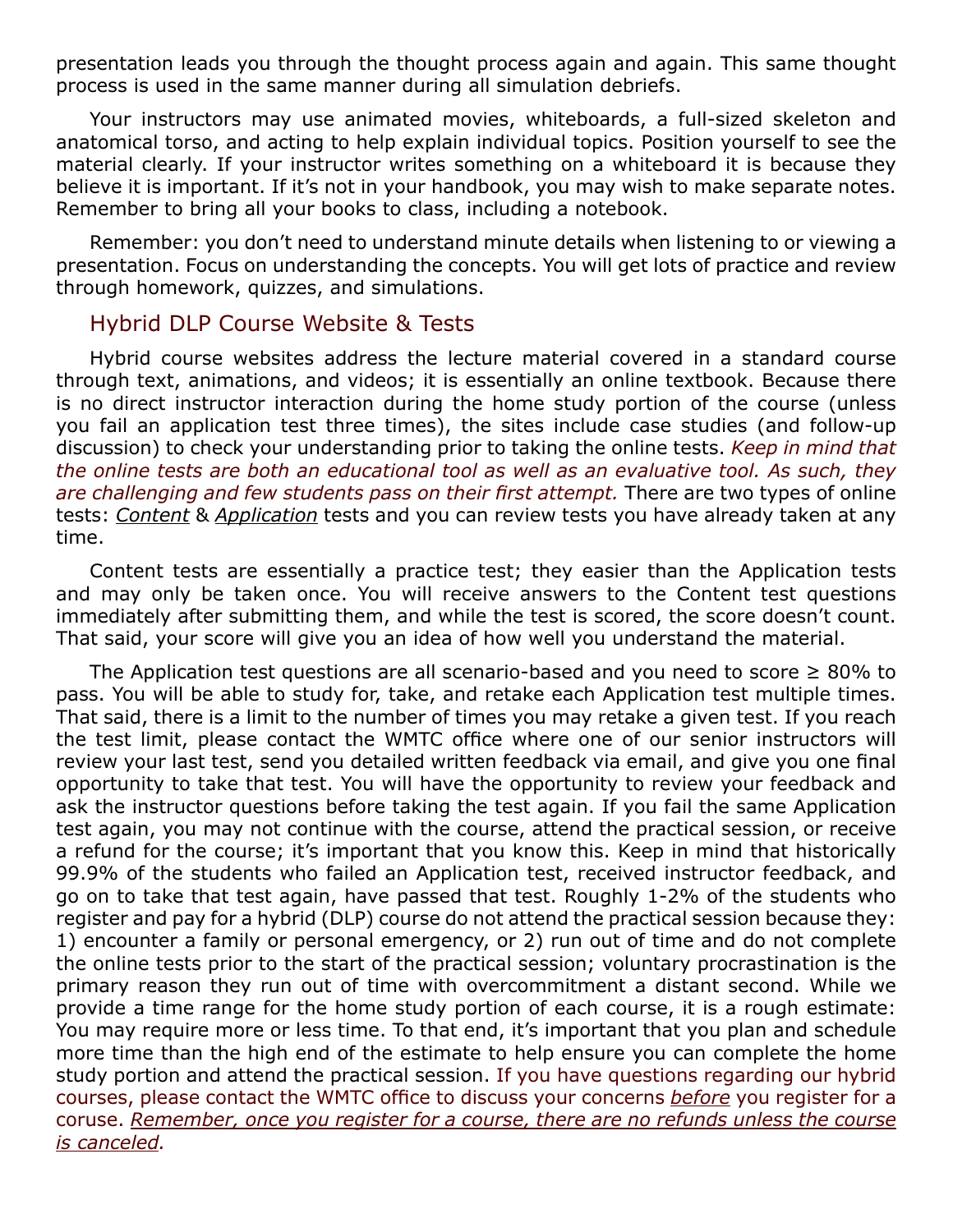presentation leads you through the thought process again and again. This same thought process is used in the same manner during all simulation debriefs.

Your instructors may use animated movies, whiteboards, a full-sized skeleton and anatomical torso, and acting to help explain individual topics. Position yourself to see the material clearly. If your instructor writes something on a whiteboard it is because they believe it is important. If it's not in your handbook, you may wish to make separate notes. Remember to bring all your books to class, including a notebook.

Remember: you don't need to understand minute details when listening to or viewing a presentation. Focus on understanding the concepts. You will get lots of practice and review through homework, quizzes, and simulations.

## Hybrid DLP Course Website & Tests

Hybrid course websites address the lecture material covered in a standard course through text, animations, and videos; it is essentially an online textbook. Because there is no direct instructor interaction during the home study portion of the course (unless you fail an application test three times), the sites include case studies (and follow-up discussion) to check your understanding prior to taking the online tests. *Keep in mind that the online tests are both an educational tool as well as an evaluative tool. As such, they are challenging and few students pass on their first attempt.* There are two types of online tests: *Content* & *Application* tests and you can review tests you have already taken at any time.

Content tests are essentially a practice test; they easier than the Application tests and may only be taken once. You will receive answers to the Content test questions immediately after submitting them, and while the test is scored, the score doesn't count. That said, your score will give you an idea of how well you understand the material.

The Application test questions are all scenario-based and you need to score ≥ 80% to pass. You will be able to study for, take, and retake each Application test multiple times. That said, there is a limit to the number of times you may retake a given test. If you reach the test limit, please contact the WMTC office where one of our senior instructors will review your last test, send you detailed written feedback via email, and give you one final opportunity to take that test. You will have the opportunity to review your feedback and ask the instructor questions before taking the test again. If you fail the same Application test again, you may not continue with the course, attend the practical session, or receive a refund for the course; it's important that you know this. Keep in mind that historically 99.9% of the students who failed an Application test, received instructor feedback, and go on to take that test again, have passed that test. Roughly 1-2% of the students who register and pay for a hybrid (DLP) course do not attend the practical session because they: 1) encounter a family or personal emergency, or 2) run out of time and do not complete the online tests prior to the start of the practical session; voluntary procrastination is the primary reason they run out of time with overcommitment a distant second. While we provide a time range for the home study portion of each course, it is a rough estimate: You may require more or less time. To that end, it's important that you plan and schedule more time than the high end of the estimate to help ensure you can complete the home study portion and attend the practical session. If you have questions regarding our hybrid courses, please contact the WMTC office to discuss your concerns *before* you register for a coruse. *Remember, once you register for a course, there are no refunds unless the course is canceled.*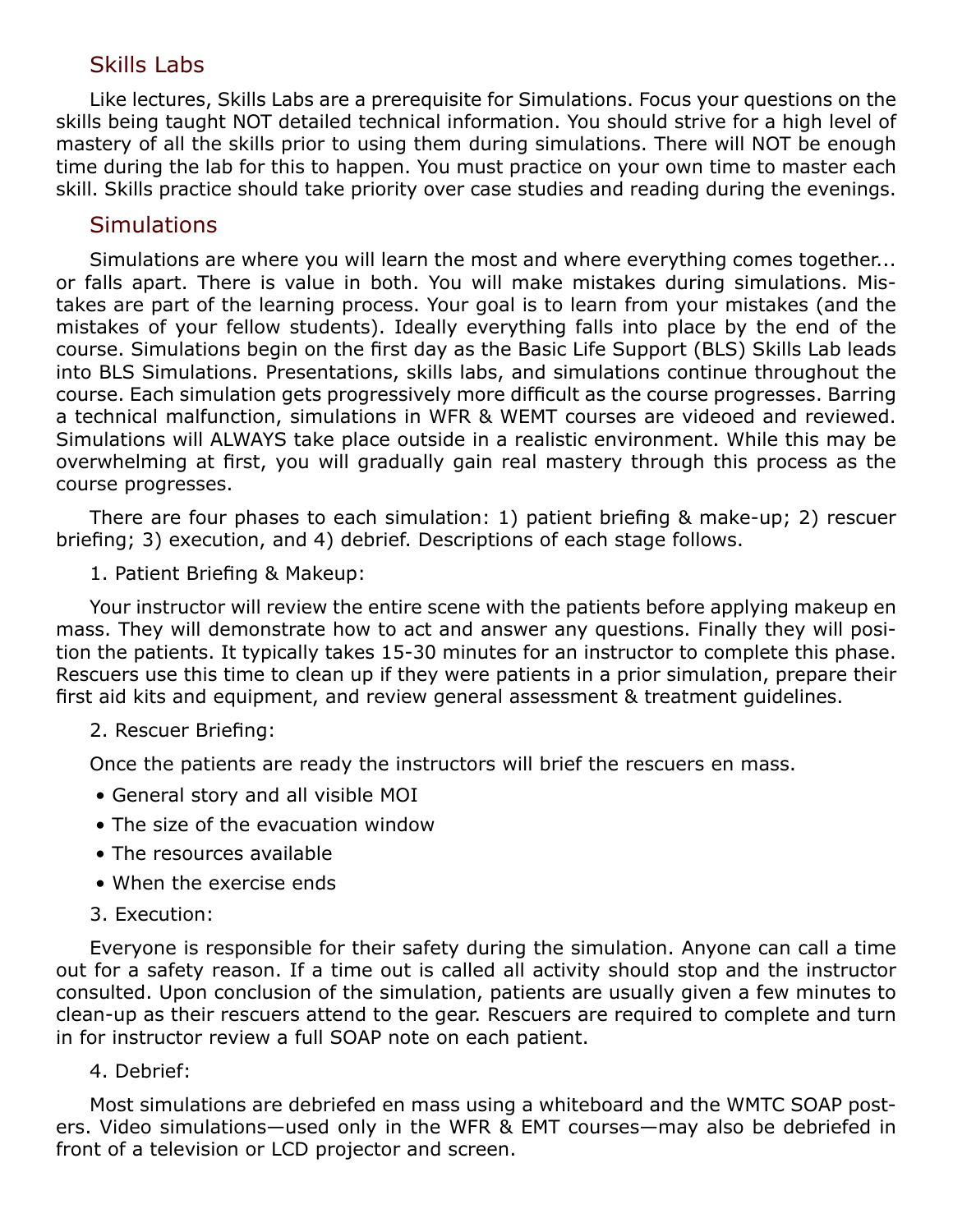## Skills Labs

Like lectures, Skills Labs are a prerequisite for Simulations. Focus your questions on the skills being taught NOT detailed technical information. You should strive for a high level of mastery of all the skills prior to using them during simulations. There will NOT be enough time during the lab for this to happen. You must practice on your own time to master each skill. Skills practice should take priority over case studies and reading during the evenings.

## Simulations

Simulations are where you will learn the most and where everything comes together... or falls apart. There is value in both. You will make mistakes during simulations. Mistakes are part of the learning process. Your goal is to learn from your mistakes (and the mistakes of your fellow students). Ideally everything falls into place by the end of the course. Simulations begin on the first day as the Basic Life Support (BLS) Skills Lab leads into BLS Simulations. Presentations, skills labs, and simulations continue throughout the course. Each simulation gets progressively more difficult as the course progresses. Barring a technical malfunction, simulations in WFR & WEMT courses are videoed and reviewed. Simulations will ALWAYS take place outside in a realistic environment. While this may be overwhelming at first, you will gradually gain real mastery through this process as the course progresses.

There are four phases to each simulation: 1) patient briefing & make-up; 2) rescuer briefing; 3) execution, and 4) debrief. Descriptions of each stage follows.

1. Patient Briefing & Makeup:

Your instructor will review the entire scene with the patients before applying makeup en mass. They will demonstrate how to act and answer any questions. Finally they will position the patients. It typically takes 15-30 minutes for an instructor to complete this phase. Rescuers use this time to clean up if they were patients in a prior simulation, prepare their first aid kits and equipment, and review general assessment & treatment guidelines.

2. Rescuer Briefing:

Once the patients are ready the instructors will brief the rescuers en mass.

- General story and all visible MOI
- The size of the evacuation window
- The resources available
- When the exercise ends

3. Execution:

Everyone is responsible for their safety during the simulation. Anyone can call a time out for a safety reason. If a time out is called all activity should stop and the instructor consulted. Upon conclusion of the simulation, patients are usually given a few minutes to clean-up as their rescuers attend to the gear. Rescuers are required to complete and turn in for instructor review a full SOAP note on each patient.

4. Debrief:

Most simulations are debriefed en mass using a whiteboard and the WMTC SOAP posters. Video simulations—used only in the WFR & EMT courses—may also be debriefed in front of a television or LCD projector and screen.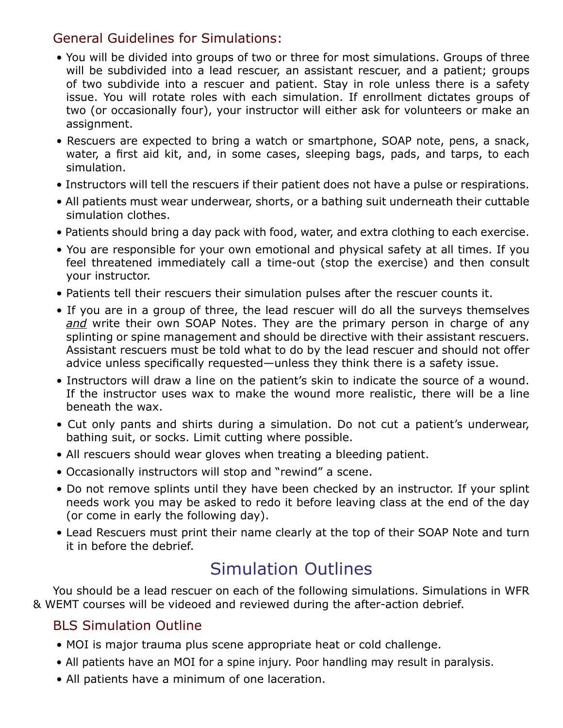### General Guidelines for Simulations:

- You will be divided into groups of two or three for most simulations. Groups of three will be subdivided into a lead rescuer, an assistant rescuer, and a patient; groups of two subdivide into a rescuer and patient. Stay in role unless there is a safety issue. You will rotate roles with each simulation. If enrollment dictates groups of two (or occasionally four), your instructor will either ask for volunteers or make an assignment.
- Rescuers are expected to bring a watch or smartphone, SOAP note, pens, a snack, water, a first aid kit, and, in some cases, sleeping bags, pads, and tarps, to each simulation.
- Instructors will tell the rescuers if their patient does not have a pulse or respirations.
- All patients must wear underwear, shorts, or a bathing suit underneath their cuttable simulation clothes.
- Patients should bring a day pack with food, water, and extra clothing to each exercise.
- You are responsible for your own emotional and physical safety at all times. If you feel threatened immediately call a time-out (stop the exercise) and then consult your instructor.
- Patients tell their rescuers their simulation pulses after the rescuer counts it.
- If you are in a group of three, the lead rescuer will do all the surveys themselves ***and*** write their own SOAP Notes. They are the primary person in charge of any splinting or spine management and should be directive with their assistant rescuers. Assistant rescuers must be told what to do by the lead rescuer and should not offer advice unless specifically requested—unless they think there is a safety issue.
- Instructors will draw a line on the patient's skin to indicate the source of a wound. If the instructor uses wax to make the wound more realistic, there will be a line beneath the wax.
- Cut only pants and shirts during a simulation. Do not cut a patient's underwear, bathing suit, or socks. Limit cutting where possible.
- All rescuers should wear gloves when treating a bleeding patient.
- Occasionally instructors will stop and "rewind" a scene.
- Do not remove splints until they have been checked by an instructor. If your splint needs work you may be asked to redo it before leaving class at the end of the day (or come in early the following day).
- Lead Rescuers must print their name clearly at the top of their SOAP Note and turn it in before the debrief.

## Simulation Outlines

You should be a lead rescuer on each of the following simulations. Simulations in WFR & WEMT courses will be videoed and reviewed during the after-action debrief.

### BLS Simulation Outline

- MOI is major trauma plus scene appropriate heat or cold challenge.
- All patients have an MOI for a spine injury. Poor handling may result in paralysis.
- All patients have a minimum of one laceration.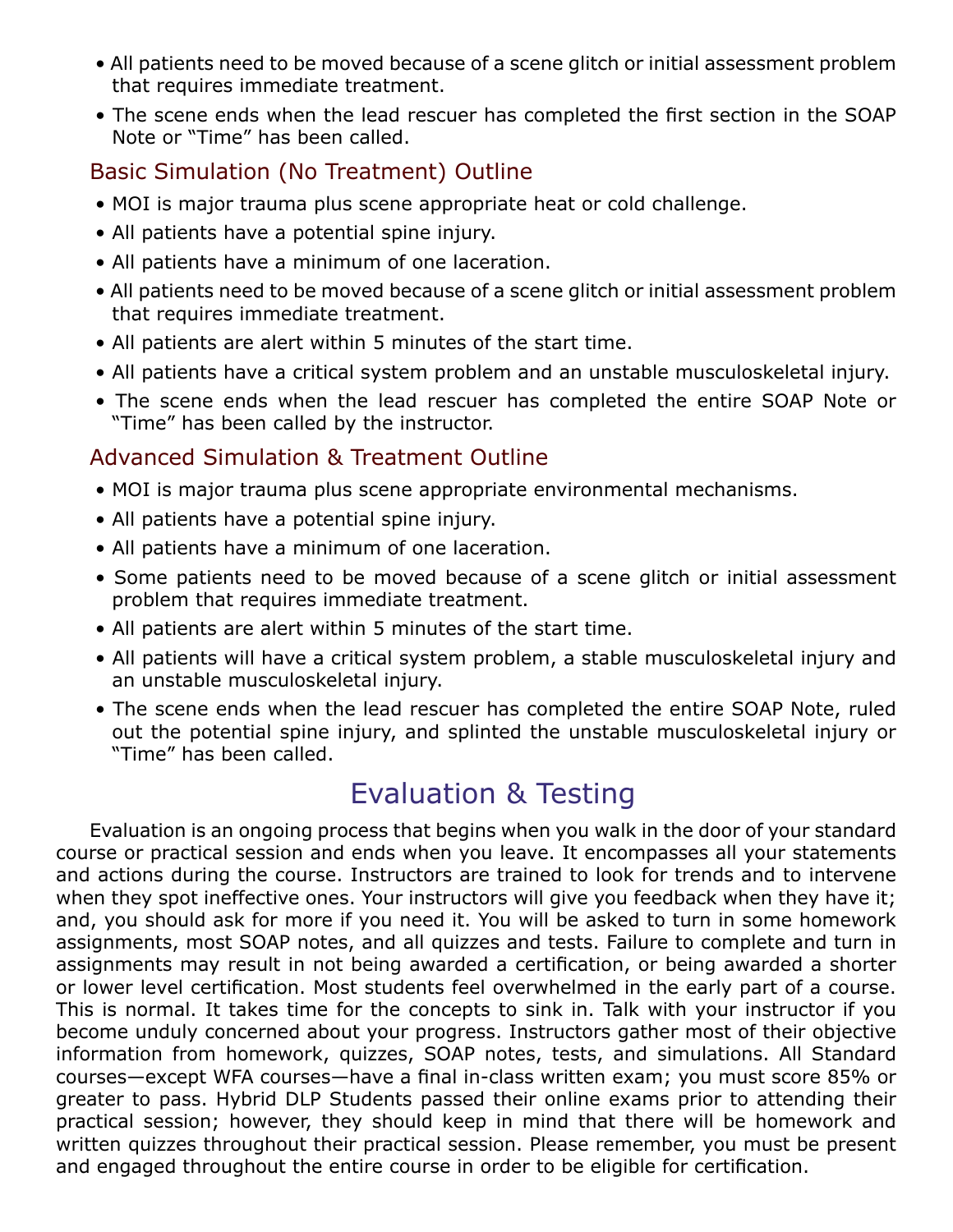- All patients need to be moved because of a scene glitch or initial assessment problem that requires immediate treatment.
- The scene ends when the lead rescuer has completed the first section in the SOAP Note or "Time" has been called.

### Basic Simulation (No Treatment) Outline

- MOI is major trauma plus scene appropriate heat or cold challenge.
- All patients have a potential spine injury.
- All patients have a minimum of one laceration.
- All patients need to be moved because of a scene glitch or initial assessment problem that requires immediate treatment.
- All patients are alert within 5 minutes of the start time.
- All patients have a critical system problem and an unstable musculoskeletal injury.
- The scene ends when the lead rescuer has completed the entire SOAP Note or "Time" has been called by the instructor.

### Advanced Simulation & Treatment Outline

- MOI is major trauma plus scene appropriate environmental mechanisms.
- All patients have a potential spine injury.
- All patients have a minimum of one laceration.
- Some patients need to be moved because of a scene glitch or initial assessment problem that requires immediate treatment.
- All patients are alert within 5 minutes of the start time.
- All patients will have a critical system problem, a stable musculoskeletal injury and an unstable musculoskeletal injury.
- The scene ends when the lead rescuer has completed the entire SOAP Note, ruled out the potential spine injury, and splinted the unstable musculoskeletal injury or "Time" has been called.

## Evaluation & Testing

Evaluation is an ongoing process that begins when you walk in the door of your standard course or practical session and ends when you leave. It encompasses all your statements and actions during the course. Instructors are trained to look for trends and to intervene when they spot ineffective ones. Your instructors will give you feedback when they have it; and, you should ask for more if you need it. You will be asked to turn in some homework assignments, most SOAP notes, and all quizzes and tests. Failure to complete and turn in assignments may result in not being awarded a certification, or being awarded a shorter or lower level certification. Most students feel overwhelmed in the early part of a course. This is normal. It takes time for the concepts to sink in. Talk with your instructor if you become unduly concerned about your progress. Instructors gather most of their objective information from homework, quizzes, SOAP notes, tests, and simulations. All Standard courses—except WFA courses—have a final in-class written exam; you must score 85% or greater to pass. Hybrid DLP Students passed their online exams prior to attending their practical session; however, they should keep in mind that there will be homework and written quizzes throughout their practical session. Please remember, you must be present and engaged throughout the entire course in order to be eligible for certification.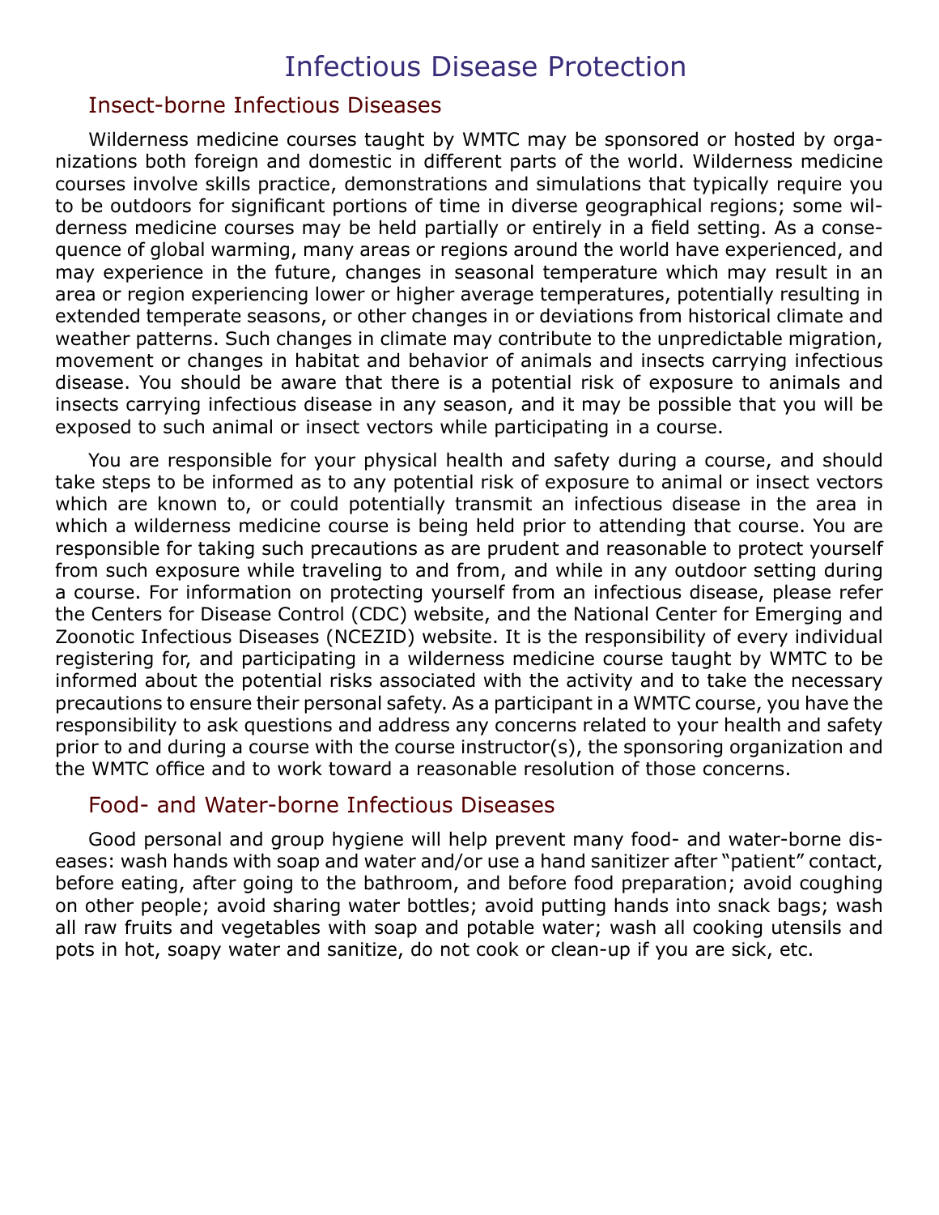# Infectious Disease Protection

## Insect-borne Infectious Diseases

Wilderness medicine courses taught by WMTC may be sponsored or hosted by organizations both foreign and domestic in different parts of the world. Wilderness medicine courses involve skills practice, demonstrations and simulations that typically require you to be outdoors for significant portions of time in diverse geographical regions; some wilderness medicine courses may be held partially or entirely in a field setting. As a consequence of global warming, many areas or regions around the world have experienced, and may experience in the future, changes in seasonal temperature which may result in an area or region experiencing lower or higher average temperatures, potentially resulting in extended temperate seasons, or other changes in or deviations from historical climate and weather patterns. Such changes in climate may contribute to the unpredictable migration, movement or changes in habitat and behavior of animals and insects carrying infectious disease. You should be aware that there is a potential risk of exposure to animals and insects carrying infectious disease in any season, and it may be possible that you will be exposed to such animal or insect vectors while participating in a course.

You are responsible for your physical health and safety during a course, and should take steps to be informed as to any potential risk of exposure to animal or insect vectors which are known to, or could potentially transmit an infectious disease in the area in which a wilderness medicine course is being held prior to attending that course. You are responsible for taking such precautions as are prudent and reasonable to protect yourself from such exposure while traveling to and from, and while in any outdoor setting during a course. For information on protecting yourself from an infectious disease, please refer the Centers for Disease Control (CDC) website, and the National Center for Emerging and Zoonotic Infectious Diseases (NCEZID) website. It is the responsibility of every individual registering for, and participating in a wilderness medicine course taught by WMTC to be informed about the potential risks associated with the activity and to take the necessary precautions to ensure their personal safety. As a participant in a WMTC course, you have the responsibility to ask questions and address any concerns related to your health and safety prior to and during a course with the course instructor(s), the sponsoring organization and the WMTC office and to work toward a reasonable resolution of those concerns.

## Food- and Water-borne Infectious Diseases

Good personal and group hygiene will help prevent many food- and water-borne diseases: wash hands with soap and water and/or use a hand sanitizer after "patient" contact, before eating, after going to the bathroom, and before food preparation; avoid coughing on other people; avoid sharing water bottles; avoid putting hands into snack bags; wash all raw fruits and vegetables with soap and potable water; wash all cooking utensils and pots in hot, soapy water and sanitize, do not cook or clean-up if you are sick, etc.